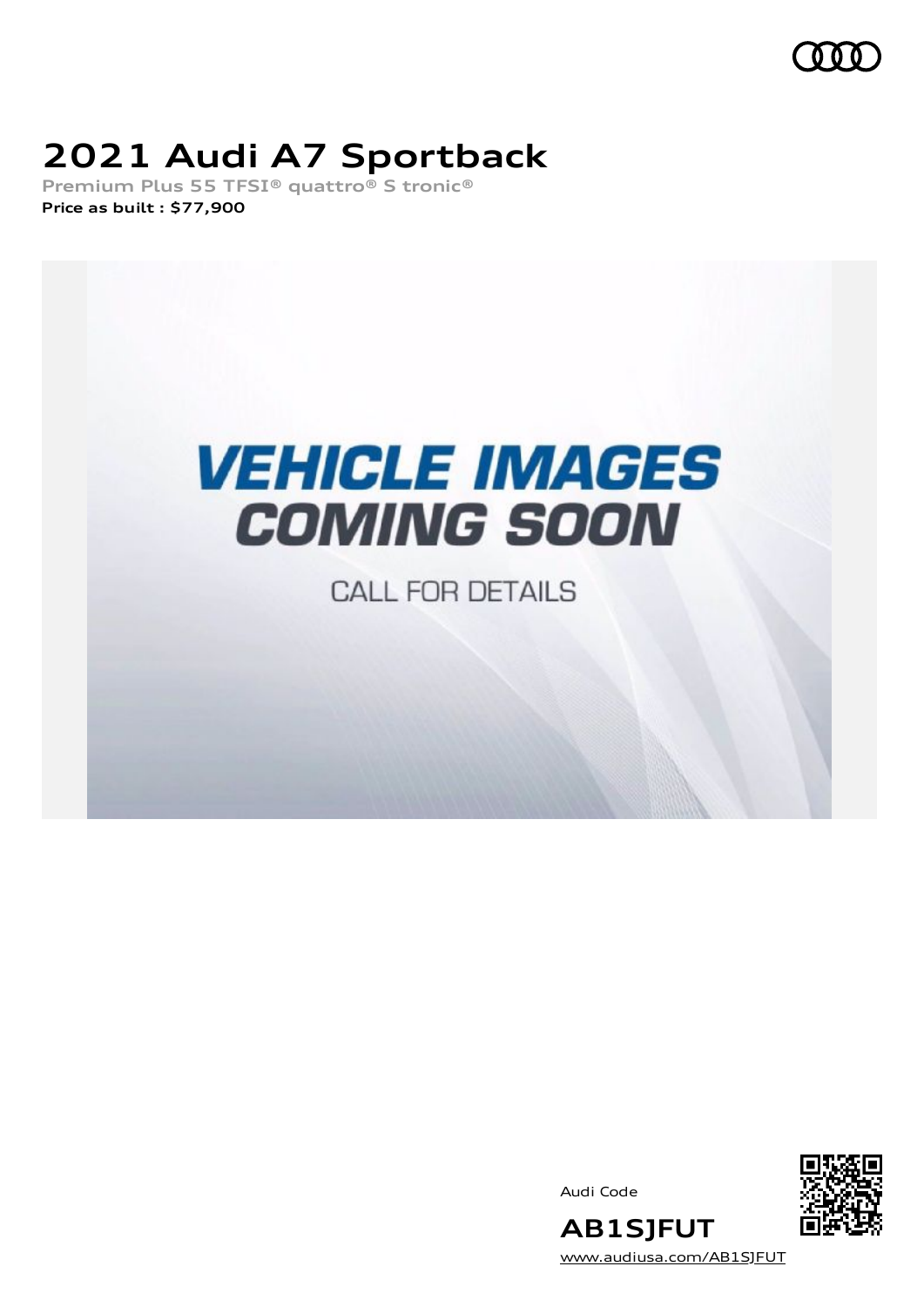# 2021 Audi A7 Sportback

**Premium Plus 55 TFSI® quattro® S tronic®**

**Price as built : $77,900**

Audi Code

**AB1SJFUT**

www.audiusa.com/AB1SJFUT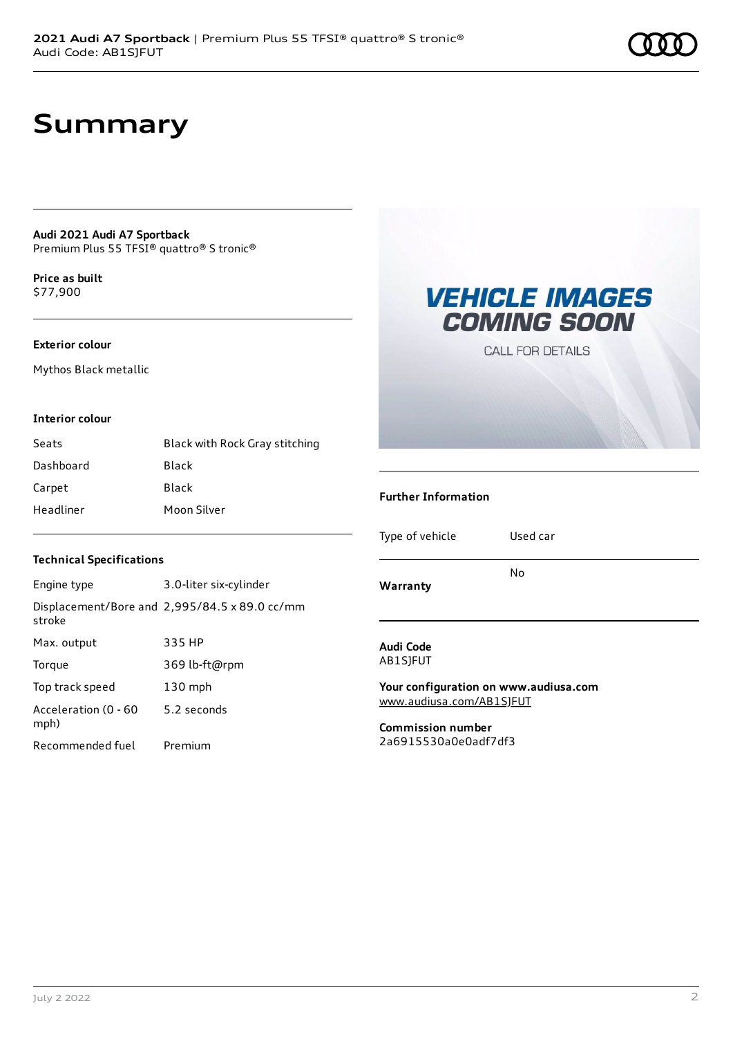# Summary

**Audi 2021 Audi A7 Sportback**
Premium Plus 55 TFSI® quattro® S tronic®

**Price as built**
$77,900

### Exterior colour

Mythos Black metallic

### Interior colour

| | |
|---|---|
| Seats | Black with Rock Gray stitching |
| Dashboard | Black |
| Carpet | Black |
| Headliner | Moon Silver |

### Technical Specifications

| | |
|---|---|
| Engine type | 3.0-liter six-cylinder |
| Displacement/Bore and stroke | 2,995/84.5 x 89.0 cc/mm |
| Max. output | 335 HP |
| Torque | 369 lb-ft@rpm |
| Top track speed | 130 mph |
| Acceleration (0 - 60 mph) | 5.2 seconds |
| Recommended fuel | Premium |

### Further Information

| | |
|---|---|
| Type of vehicle | Used car |
| **Warranty** | No |

**Audi Code**
AB1SJFUT

**Your configuration on www.audiusa.com**
www.audiusa.com/AB1SJFUT

**Commission number**
2a6915530a0e0adf7df3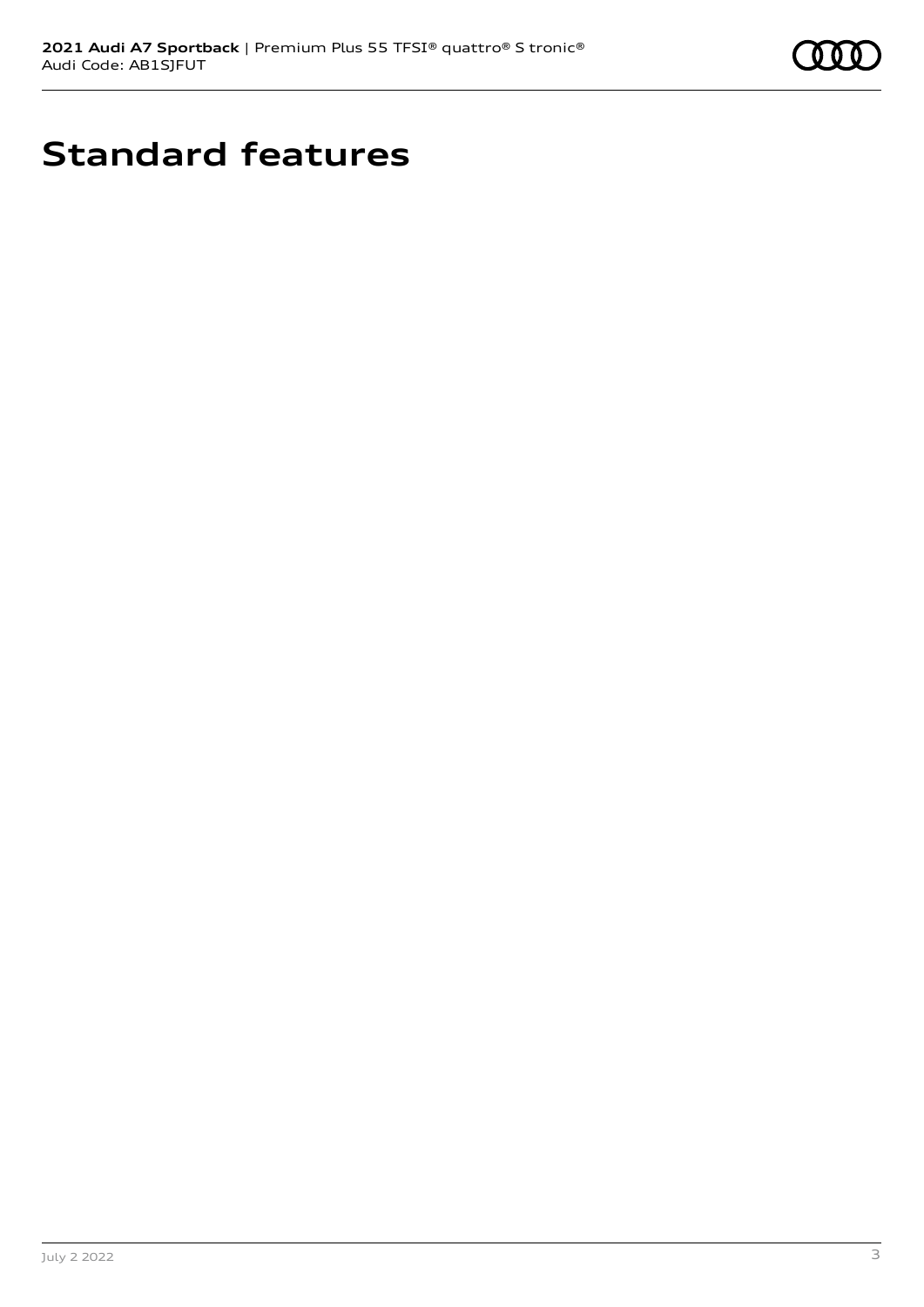# Standard features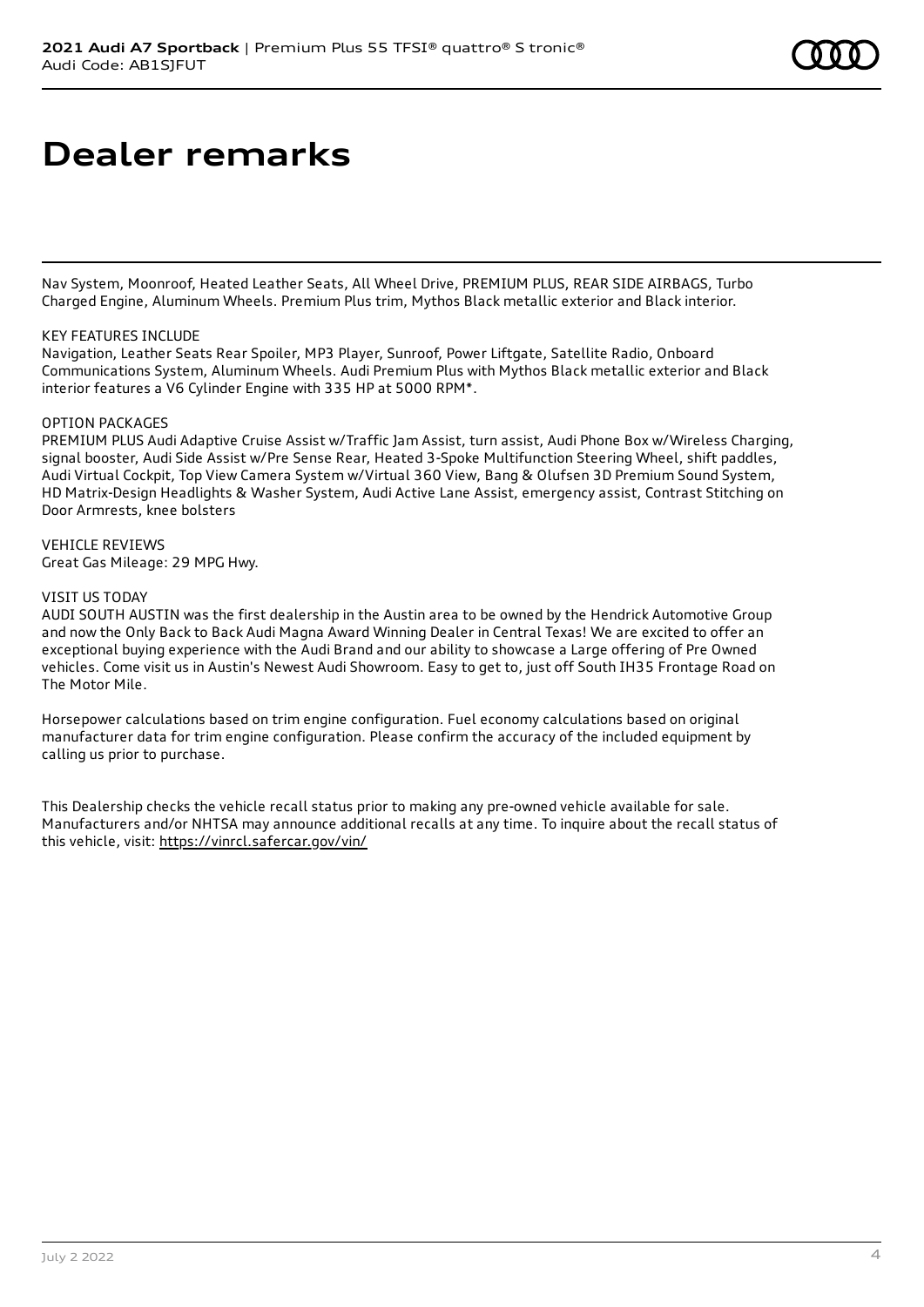# Dealer remarks

Nav System, Moonroof, Heated Leather Seats, All Wheel Drive, PREMIUM PLUS, REAR SIDE AIRBAGS, Turbo Charged Engine, Aluminum Wheels. Premium Plus trim, Mythos Black metallic exterior and Black interior.

KEY FEATURES INCLUDE
Navigation, Leather Seats Rear Spoiler, MP3 Player, Sunroof, Power Liftgate, Satellite Radio, Onboard Communications System, Aluminum Wheels. Audi Premium Plus with Mythos Black metallic exterior and Black interior features a V6 Cylinder Engine with 335 HP at 5000 RPM*.

OPTION PACKAGES
PREMIUM PLUS Audi Adaptive Cruise Assist w/Traffic Jam Assist, turn assist, Audi Phone Box w/Wireless Charging, signal booster, Audi Side Assist w/Pre Sense Rear, Heated 3-Spoke Multifunction Steering Wheel, shift paddles, Audi Virtual Cockpit, Top View Camera System w/Virtual 360 View, Bang & Olufsen 3D Premium Sound System, HD Matrix-Design Headlights & Washer System, Audi Active Lane Assist, emergency assist, Contrast Stitching on Door Armrests, knee bolsters

VEHICLE REVIEWS
Great Gas Mileage: 29 MPG Hwy.

VISIT US TODAY
AUDI SOUTH AUSTIN was the first dealership in the Austin area to be owned by the Hendrick Automotive Group and now the Only Back to Back Audi Magna Award Winning Dealer in Central Texas! We are excited to offer an exceptional buying experience with the Audi Brand and our ability to showcase a Large offering of Pre Owned vehicles. Come visit us in Austin's Newest Audi Showroom. Easy to get to, just off South IH35 Frontage Road on The Motor Mile.

Horsepower calculations based on trim engine configuration. Fuel economy calculations based on original manufacturer data for trim engine configuration. Please confirm the accuracy of the included equipment by calling us prior to purchase.

This Dealership checks the vehicle recall status prior to making any pre-owned vehicle available for sale. Manufacturers and/or NHTSA may announce additional recalls at any time. To inquire about the recall status of this vehicle, visit: https://vinrcl.safercar.gov/vin/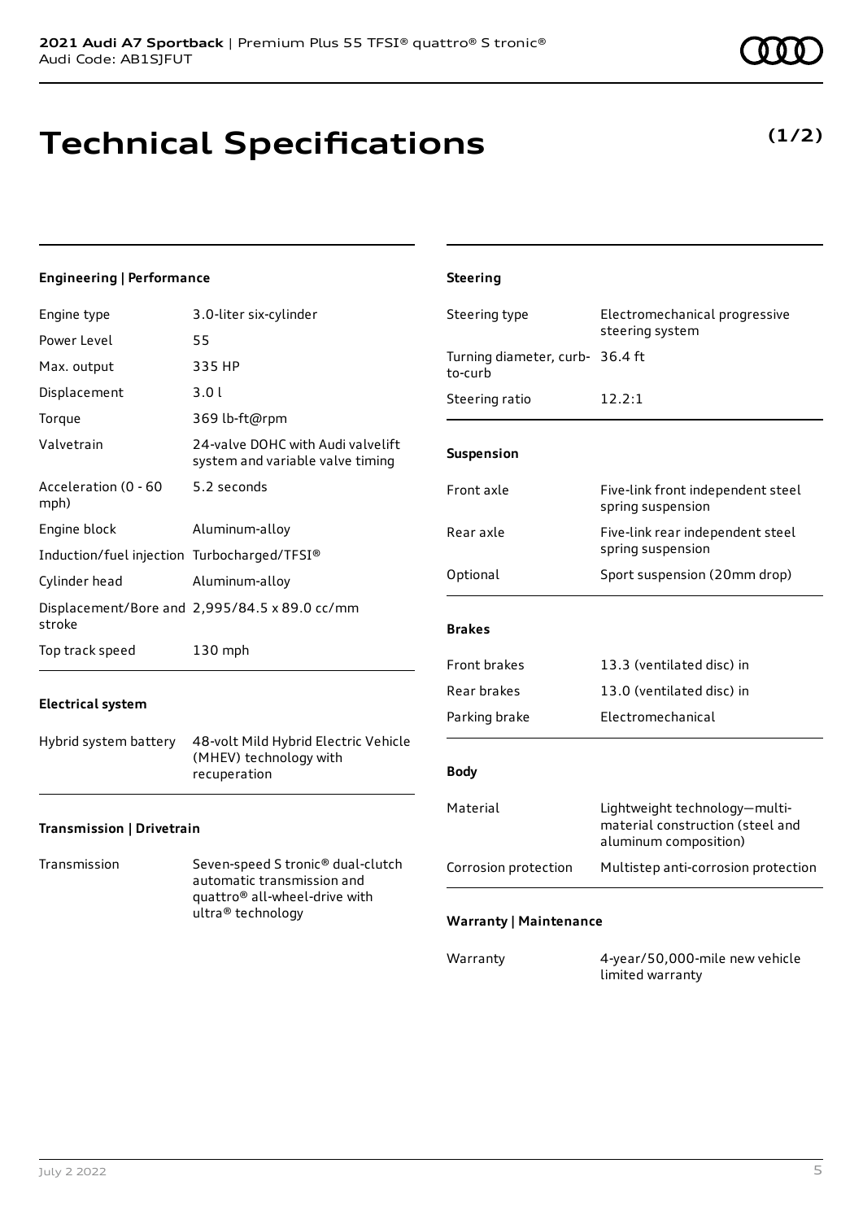# Technical Specifications

**(1/2)**

### Engineering | Performance

| | |
|---|---|
| Engine type | 3.0-liter six-cylinder |
| Power Level | 55 |
| Max. output | 335 HP |
| Displacement | 3.0 l |
| Torque | 369 lb-ft@rpm |
| Valvetrain | 24-valve DOHC with Audi valvelift system and variable valve timing |
| Acceleration (0 - 60 mph) | 5.2 seconds |
| Engine block | Aluminum-alloy |
| Induction/fuel injection | Turbocharged/TFSI® |
| Cylinder head | Aluminum-alloy |
| Displacement/Bore and stroke | 2,995/84.5 x 89.0 cc/mm |
| Top track speed | 130 mph |

### Electrical system

| | |
|---|---|
| Hybrid system battery | 48-volt Mild Hybrid Electric Vehicle (MHEV) technology with recuperation |

### Transmission | Drivetrain

| | |
|---|---|
| Transmission | Seven-speed S tronic® dual-clutch automatic transmission and quattro® all-wheel-drive with ultra® technology |

### Steering

| | |
|---|---|
| Steering type | Electromechanical progressive steering system |
| Turning diameter, curb-to-curb | 36.4 ft |
| Steering ratio | 12.2:1 |

### Suspension

| | |
|---|---|
| Front axle | Five-link front independent steel spring suspension |
| Rear axle | Five-link rear independent steel spring suspension |
| Optional | Sport suspension (20mm drop) |

### Brakes

| | |
|---|---|
| Front brakes | 13.3 (ventilated disc) in |
| Rear brakes | 13.0 (ventilated disc) in |
| Parking brake | Electromechanical |

### Body

| | |
|---|---|
| Material | Lightweight technology—multi-material construction (steel and aluminum composition) |
| Corrosion protection | Multistep anti-corrosion protection |

### Warranty | Maintenance

| | |
|---|---|
| Warranty | 4-year/50,000-mile new vehicle limited warranty |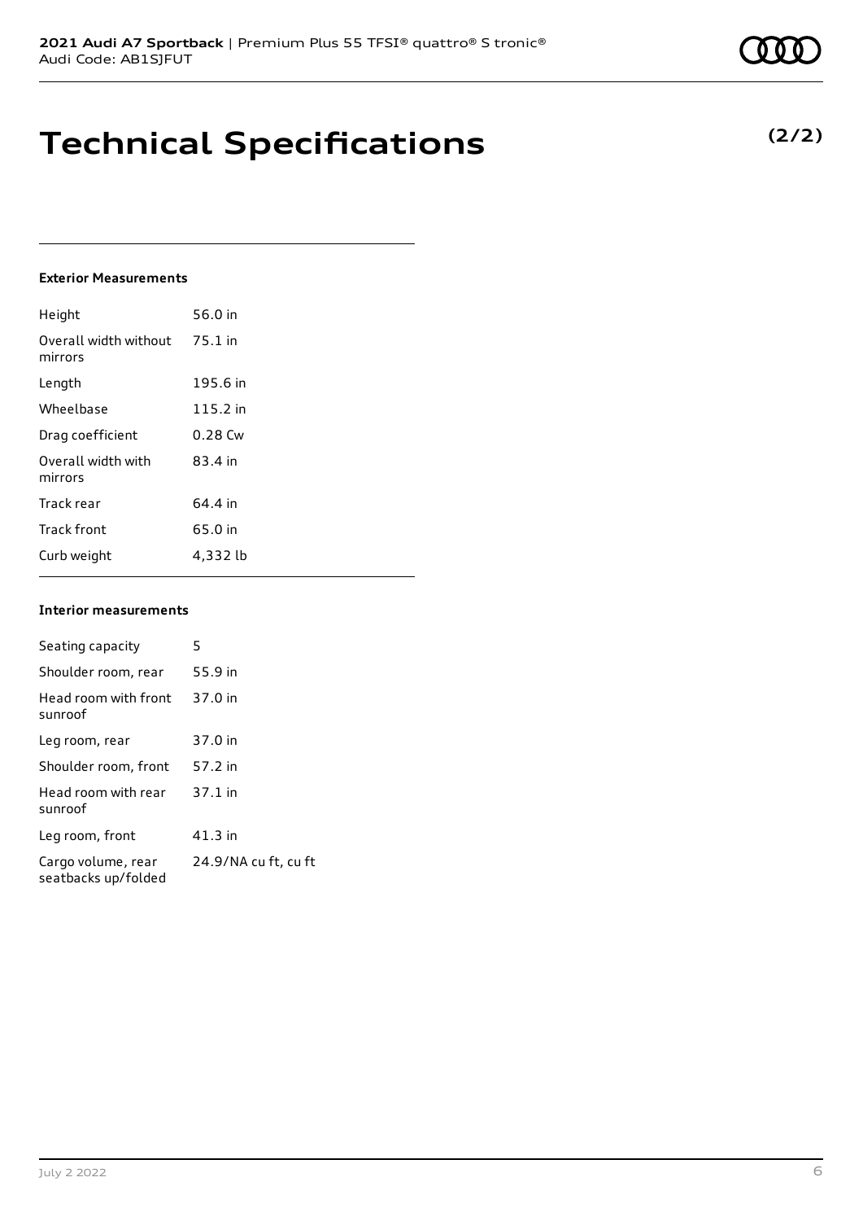# Technical Specifications

**(2/2)**

#### Exterior Measurements

| | |
|---|---|
| Height | 56.0 in |
| Overall width without mirrors | 75.1 in |
| Length | 195.6 in |
| Wheelbase | 115.2 in |
| Drag coefficient | 0.28 Cw |
| Overall width with mirrors | 83.4 in |
| Track rear | 64.4 in |
| Track front | 65.0 in |
| Curb weight | 4,332 lb |

#### Interior measurements

| | |
|---|---|
| Seating capacity | 5 |
| Shoulder room, rear | 55.9 in |
| Head room with front sunroof | 37.0 in |
| Leg room, rear | 37.0 in |
| Shoulder room, front | 57.2 in |
| Head room with rear sunroof | 37.1 in |
| Leg room, front | 41.3 in |
| Cargo volume, rear seatbacks up/folded | 24.9/NA cu ft, cu ft |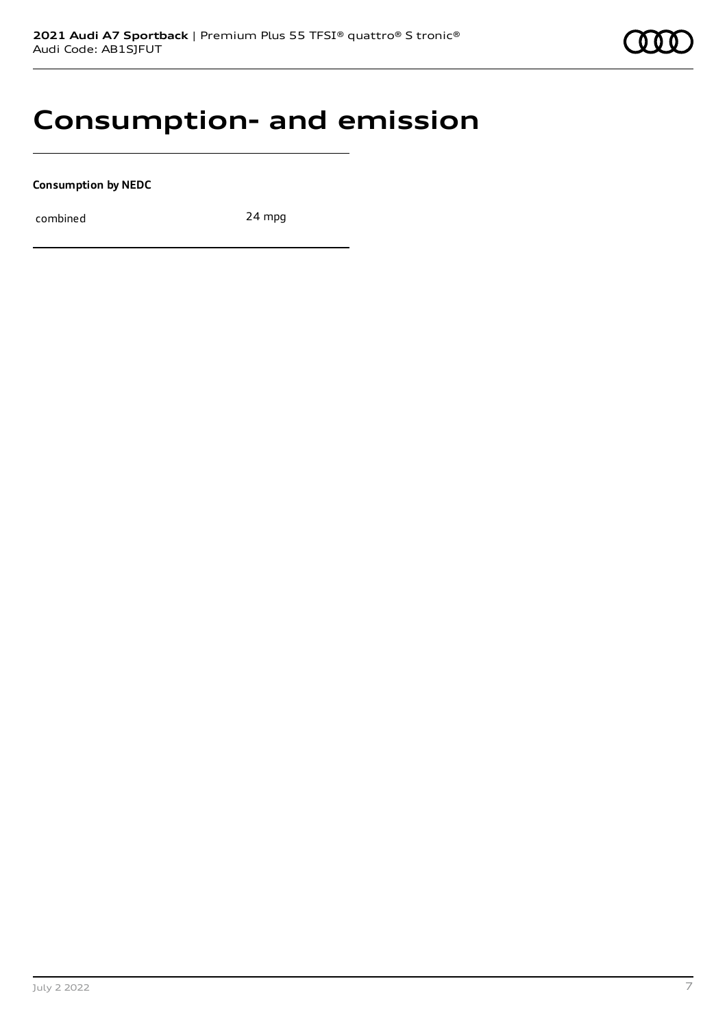# Consumption- and emission

**Consumption by NEDC**

| | |
|---|---|
| combined | 24 mpg |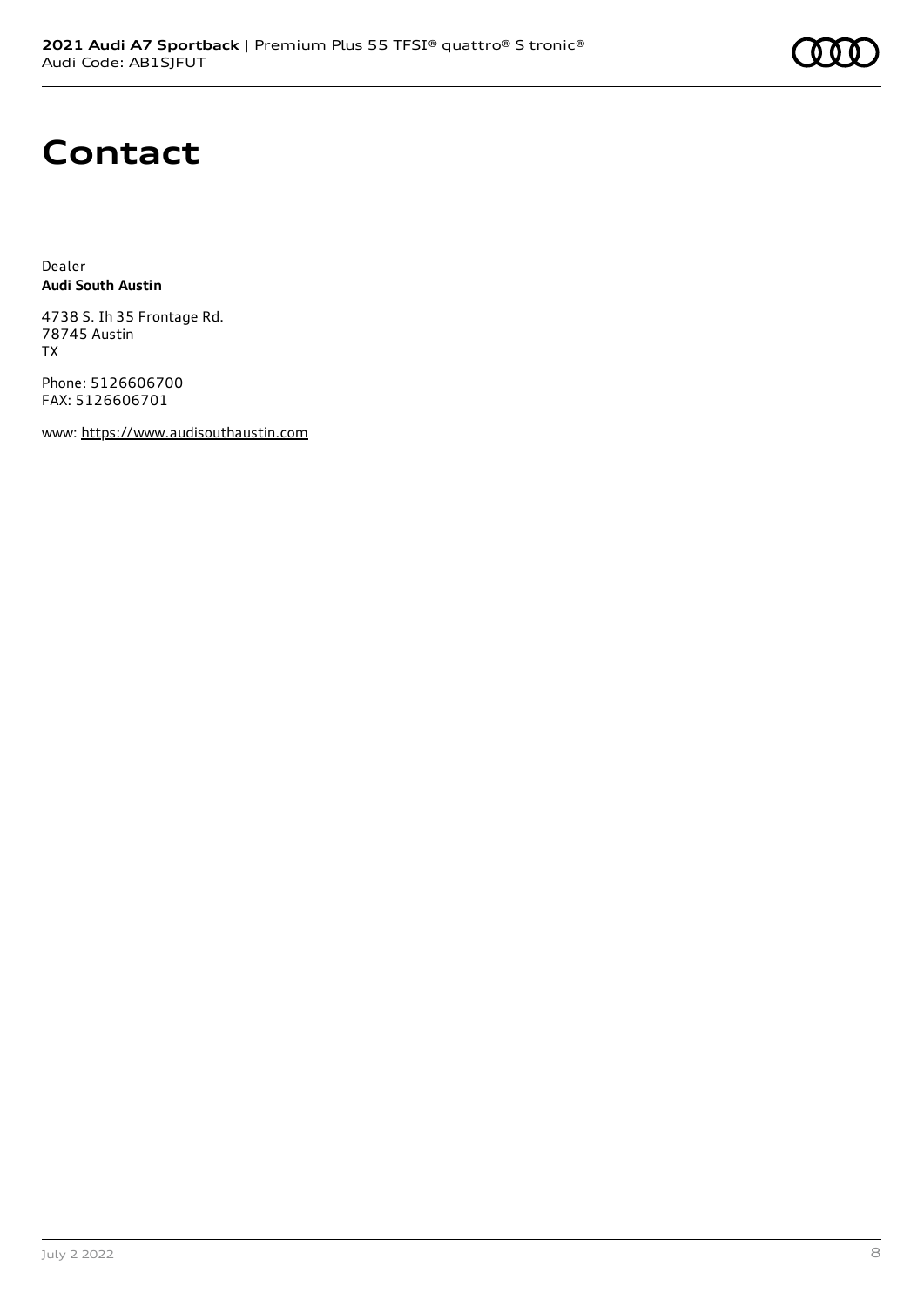# Contact

Dealer
**Audi South Austin**

4738 S. Ih 35 Frontage Rd.
78745 Austin
TX

Phone: 5126606700
FAX: 5126606701

www: https://www.audisouthaustin.com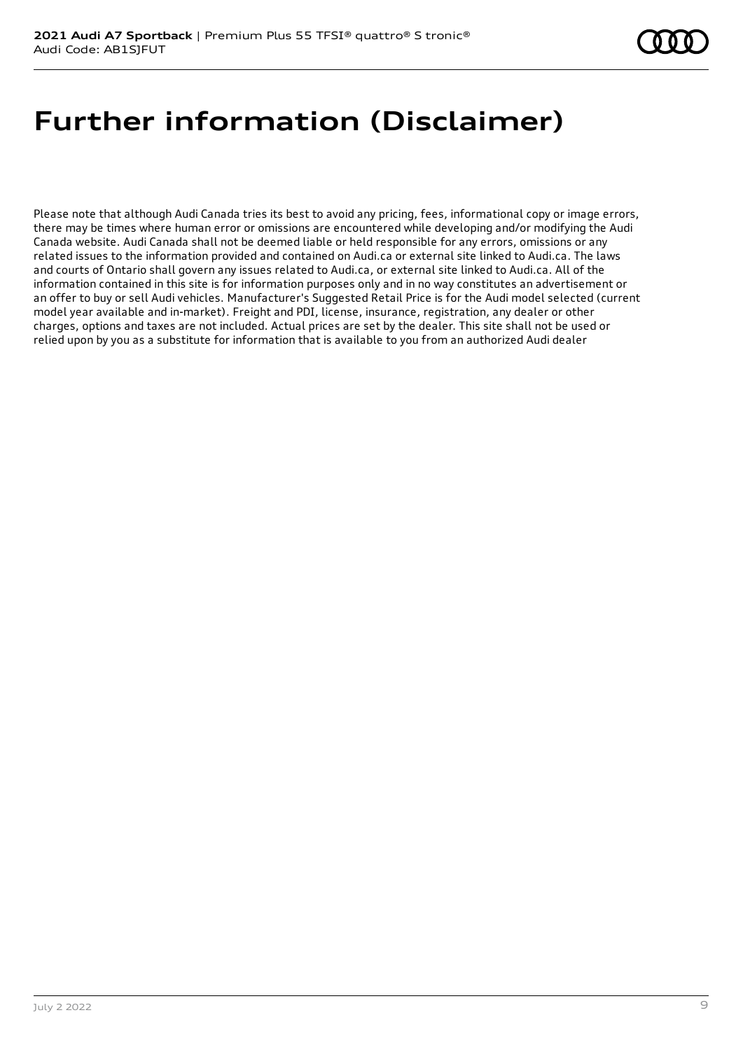# Further information (Disclaimer)

Please note that although Audi Canada tries its best to avoid any pricing, fees, informational copy or image errors, there may be times where human error or omissions are encountered while developing and/or modifying the Audi Canada website. Audi Canada shall not be deemed liable or held responsible for any errors, omissions or any related issues to the information provided and contained on Audi.ca or external site linked to Audi.ca. The laws and courts of Ontario shall govern any issues related to Audi.ca, or external site linked to Audi.ca. All of the information contained in this site is for information purposes only and in no way constitutes an advertisement or an offer to buy or sell Audi vehicles. Manufacturer's Suggested Retail Price is for the Audi model selected (current model year available and in-market). Freight and PDI, license, insurance, registration, any dealer or other charges, options and taxes are not included. Actual prices are set by the dealer. This site shall not be used or relied upon by you as a substitute for information that is available to you from an authorized Audi dealer